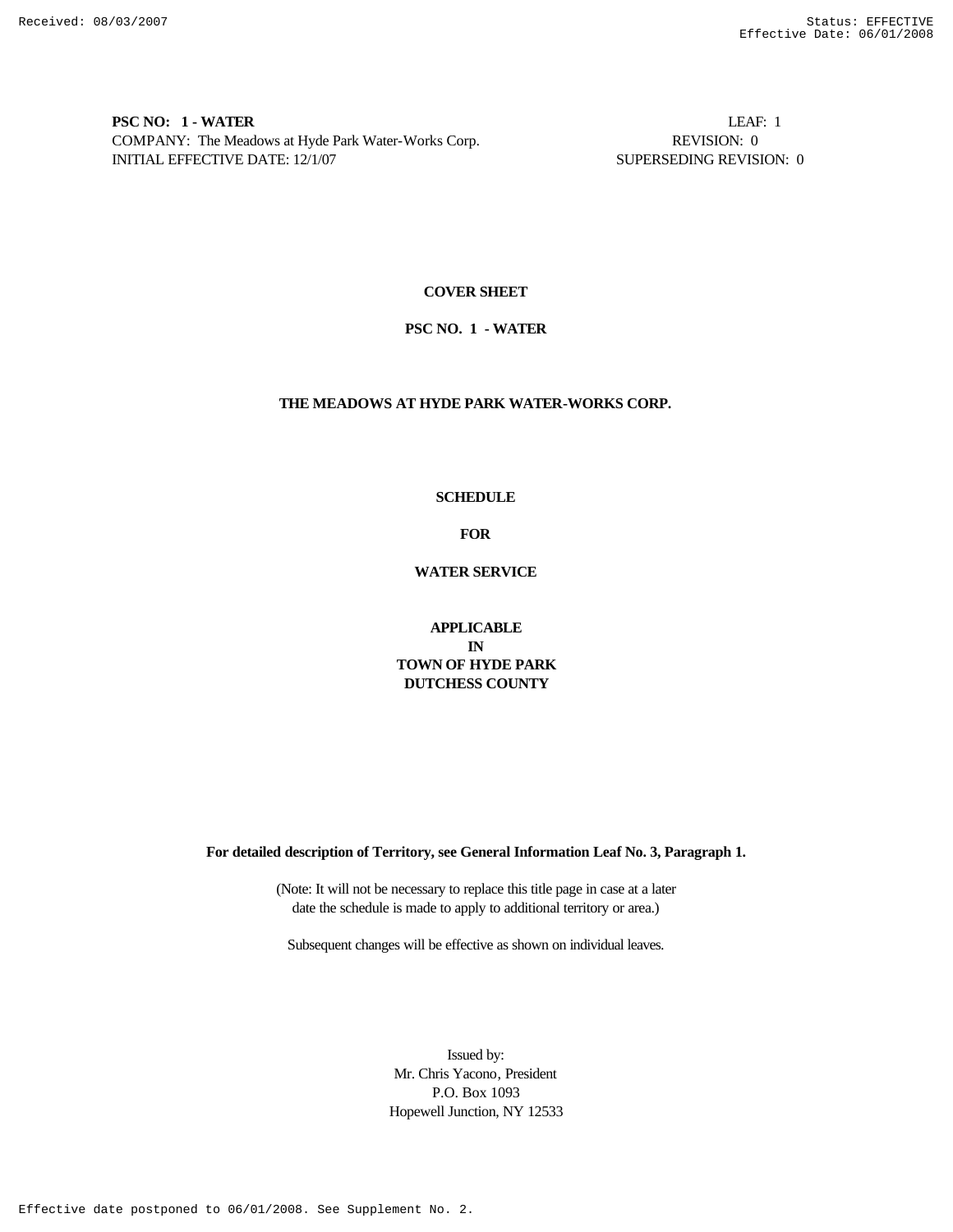**PSC NO: 1 - WATER** LEAF: 1
COMPANY: The Meadows at Hyde Park Water-Works Corp. REVISION: 0
INITIAL EFFECTIVE DATE: 12/1/07 SUPERSEDING REVISION: 0

# COVER SHEET

## PSC NO. 1 - WATER

## THE MEADOWS AT HYDE PARK WATER-WORKS CORP.

## SCHEDULE

## FOR

## WATER SERVICE

**APPLICABLE**
**IN**
**TOWN OF HYDE PARK**
**DUTCHESS COUNTY**

**For detailed description of Territory, see General Information Leaf No. 3, Paragraph 1.**

(Note: It will not be necessary to replace this title page in case at a later date the schedule is made to apply to additional territory or area.)

Subsequent changes will be effective as shown on individual leaves.

Issued by:
Mr. Chris Yacono, President
P.O. Box 1093
Hopewell Junction, NY 12533

Received: 08/03/2007
Status: EFFECTIVE
Effective Date: 06/01/2008

Effective date postponed to 06/01/2008. See Supplement No. 2.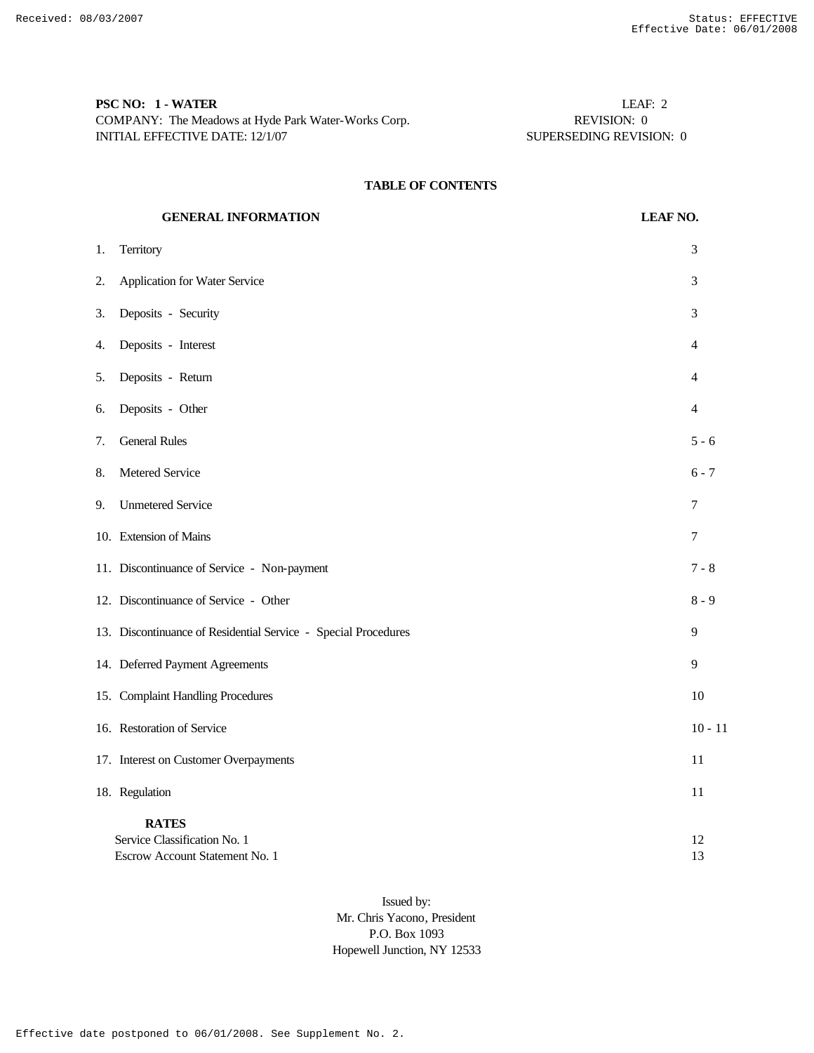**PSC NO: 1 - WATER** LEAF: 2
COMPANY: The Meadows at Hyde Park Water-Works Corp. REVISION: 0
INITIAL EFFECTIVE DATE: 12/1/07 SUPERSEDING REVISION: 0

## TABLE OF CONTENTS

| GENERAL INFORMATION | LEAF NO. |
|---|---|
| 1. Territory | 3 |
| 2. Application for Water Service | 3 |
| 3. Deposits - Security | 3 |
| 4. Deposits - Interest | 4 |
| 5. Deposits - Return | 4 |
| 6. Deposits - Other | 4 |
| 7. General Rules | 5 - 6 |
| 8. Metered Service | 6 - 7 |
| 9. Unmetered Service | 7 |
| 10. Extension of Mains | 7 |
| 11. Discontinuance of Service - Non-payment | 7 - 8 |
| 12. Discontinuance of Service - Other | 8 - 9 |
| 13. Discontinuance of Residential Service - Special Procedures | 9 |
| 14. Deferred Payment Agreements | 9 |
| 15. Complaint Handling Procedures | 10 |
| 16. Restoration of Service | 10 - 11 |
| 17. Interest on Customer Overpayments | 11 |
| 18. Regulation | 11 |
| **RATES** | |
| Service Classification No. 1 | 12 |
| Escrow Account Statement No. 1 | 13 |

Issued by:
Mr. Chris Yacono, President
P.O. Box 1093
Hopewell Junction, NY 12533

Effective date postponed to 06/01/2008. See Supplement No. 2.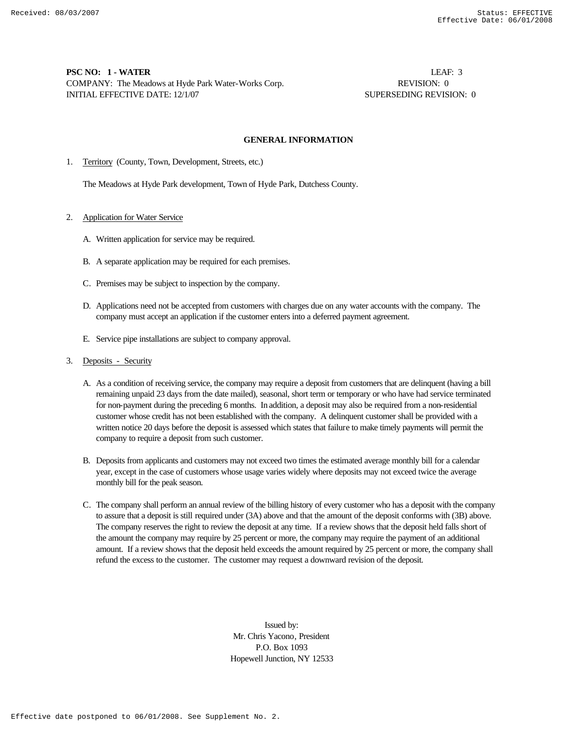**PSC NO: 1 - WATER** LEAF: 3
COMPANY: The Meadows at Hyde Park Water-Works Corp. REVISION: 0
INITIAL EFFECTIVE DATE: 12/1/07 SUPERSEDING REVISION: 0

## GENERAL INFORMATION

1. Territory (County, Town, Development, Streets, etc.)

   The Meadows at Hyde Park development, Town of Hyde Park, Dutchess County.

2. Application for Water Service

   A. Written application for service may be required.

   B. A separate application may be required for each premises.

   C. Premises may be subject to inspection by the company.

   D. Applications need not be accepted from customers with charges due on any water accounts with the company. The company must accept an application if the customer enters into a deferred payment agreement.

   E. Service pipe installations are subject to company approval.

3. Deposits - Security

   A. As a condition of receiving service, the company may require a deposit from customers that are delinquent (having a bill remaining unpaid 23 days from the date mailed), seasonal, short term or temporary or who have had service terminated for non-payment during the preceding 6 months. In addition, a deposit may also be required from a non-residential customer whose credit has not been established with the company. A delinquent customer shall be provided with a written notice 20 days before the deposit is assessed which states that failure to make timely payments will permit the company to require a deposit from such customer.

   B. Deposits from applicants and customers may not exceed two times the estimated average monthly bill for a calendar year, except in the case of customers whose usage varies widely where deposits may not exceed twice the average monthly bill for the peak season.

   C. The company shall perform an annual review of the billing history of every customer who has a deposit with the company to assure that a deposit is still required under (3A) above and that the amount of the deposit conforms with (3B) above. The company reserves the right to review the deposit at any time. If a review shows that the deposit held falls short of the amount the company may require by 25 percent or more, the company may require the payment of an additional amount. If a review shows that the deposit held exceeds the amount required by 25 percent or more, the company shall refund the excess to the customer. The customer may request a downward revision of the deposit.

Issued by:
Mr. Chris Yacono, President
P.O. Box 1093
Hopewell Junction, NY 12533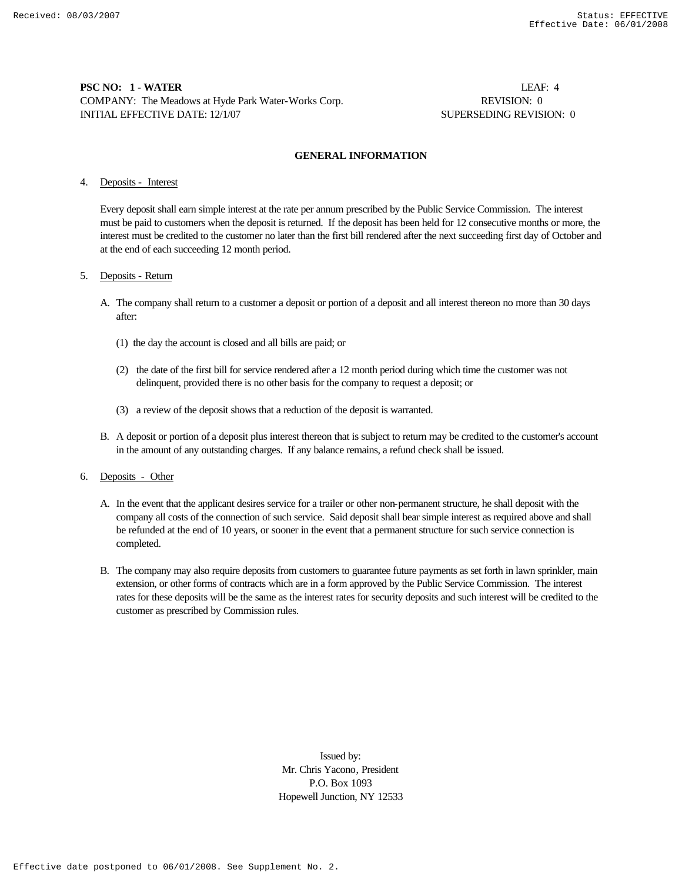**PSC NO: 1 - WATER** LEAF: 4
COMPANY: The Meadows at Hyde Park Water-Works Corp. REVISION: 0
INITIAL EFFECTIVE DATE: 12/1/07 SUPERSEDING REVISION: 0

## GENERAL INFORMATION

4. Deposits - Interest

   Every deposit shall earn simple interest at the rate per annum prescribed by the Public Service Commission. The interest must be paid to customers when the deposit is returned. If the deposit has been held for 12 consecutive months or more, the interest must be credited to the customer no later than the first bill rendered after the next succeeding first day of October and at the end of each succeeding 12 month period.

5. Deposits - Return

   A. The company shall return to a customer a deposit or portion of a deposit and all interest thereon no more than 30 days after:

      (1) the day the account is closed and all bills are paid; or

      (2) the date of the first bill for service rendered after a 12 month period during which time the customer was not delinquent, provided there is no other basis for the company to request a deposit; or

      (3) a review of the deposit shows that a reduction of the deposit is warranted.

   B. A deposit or portion of a deposit plus interest thereon that is subject to return may be credited to the customer's account in the amount of any outstanding charges. If any balance remains, a refund check shall be issued.

6. Deposits - Other

   A. In the event that the applicant desires service for a trailer or other non-permanent structure, he shall deposit with the company all costs of the connection of such service. Said deposit shall bear simple interest as required above and shall be refunded at the end of 10 years, or sooner in the event that a permanent structure for such service connection is completed.

   B. The company may also require deposits from customers to guarantee future payments as set forth in lawn sprinkler, main extension, or other forms of contracts which are in a form approved by the Public Service Commission. The interest rates for these deposits will be the same as the interest rates for security deposits and such interest will be credited to the customer as prescribed by Commission rules.

Issued by:
Mr. Chris Yacono, President
P.O. Box 1093
Hopewell Junction, NY 12533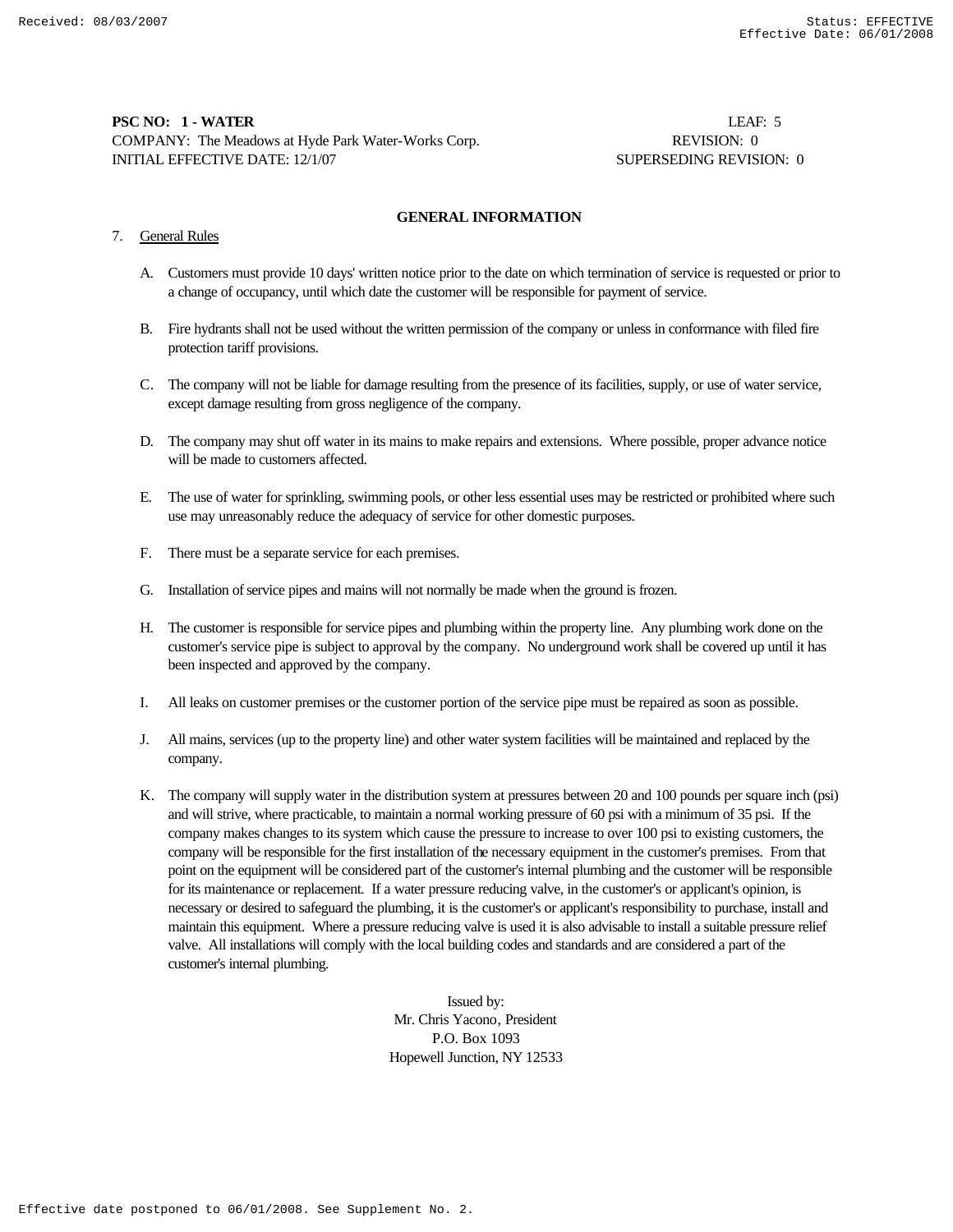**PSC NO: 1 - WATER** LEAF: 5
COMPANY: The Meadows at Hyde Park Water-Works Corp. REVISION: 0
INITIAL EFFECTIVE DATE: 12/1/07 SUPERSEDING REVISION: 0

## GENERAL INFORMATION

7. General Rules

   A. Customers must provide 10 days' written notice prior to the date on which termination of service is requested or prior to a change of occupancy, until which date the customer will be responsible for payment of service.

   B. Fire hydrants shall not be used without the written permission of the company or unless in conformance with filed fire protection tariff provisions.

   C. The company will not be liable for damage resulting from the presence of its facilities, supply, or use of water service, except damage resulting from gross negligence of the company.

   D. The company may shut off water in its mains to make repairs and extensions. Where possible, proper advance notice will be made to customers affected.

   E. The use of water for sprinkling, swimming pools, or other less essential uses may be restricted or prohibited where such use may unreasonably reduce the adequacy of service for other domestic purposes.

   F. There must be a separate service for each premises.

   G. Installation of service pipes and mains will not normally be made when the ground is frozen.

   H. The customer is responsible for service pipes and plumbing within the property line. Any plumbing work done on the customer's service pipe is subject to approval by the company. No underground work shall be covered up until it has been inspected and approved by the company.

   I. All leaks on customer premises or the customer portion of the service pipe must be repaired as soon as possible.

   J. All mains, services (up to the property line) and other water system facilities will be maintained and replaced by the company.

   K. The company will supply water in the distribution system at pressures between 20 and 100 pounds per square inch (psi) and will strive, where practicable, to maintain a normal working pressure of 60 psi with a minimum of 35 psi. If the company makes changes to its system which cause the pressure to increase to over 100 psi to existing customers, the company will be responsible for the first installation of the necessary equipment in the customer's premises. From that point on the equipment will be considered part of the customer's internal plumbing and the customer will be responsible for its maintenance or replacement. If a water pressure reducing valve, in the customer's or applicant's opinion, is necessary or desired to safeguard the plumbing, it is the customer's or applicant's responsibility to purchase, install and maintain this equipment. Where a pressure reducing valve is used it is also advisable to install a suitable pressure relief valve. All installations will comply with the local building codes and standards and are considered a part of the customer's internal plumbing.

Issued by:
Mr. Chris Yacono, President
P.O. Box 1093
Hopewell Junction, NY 12533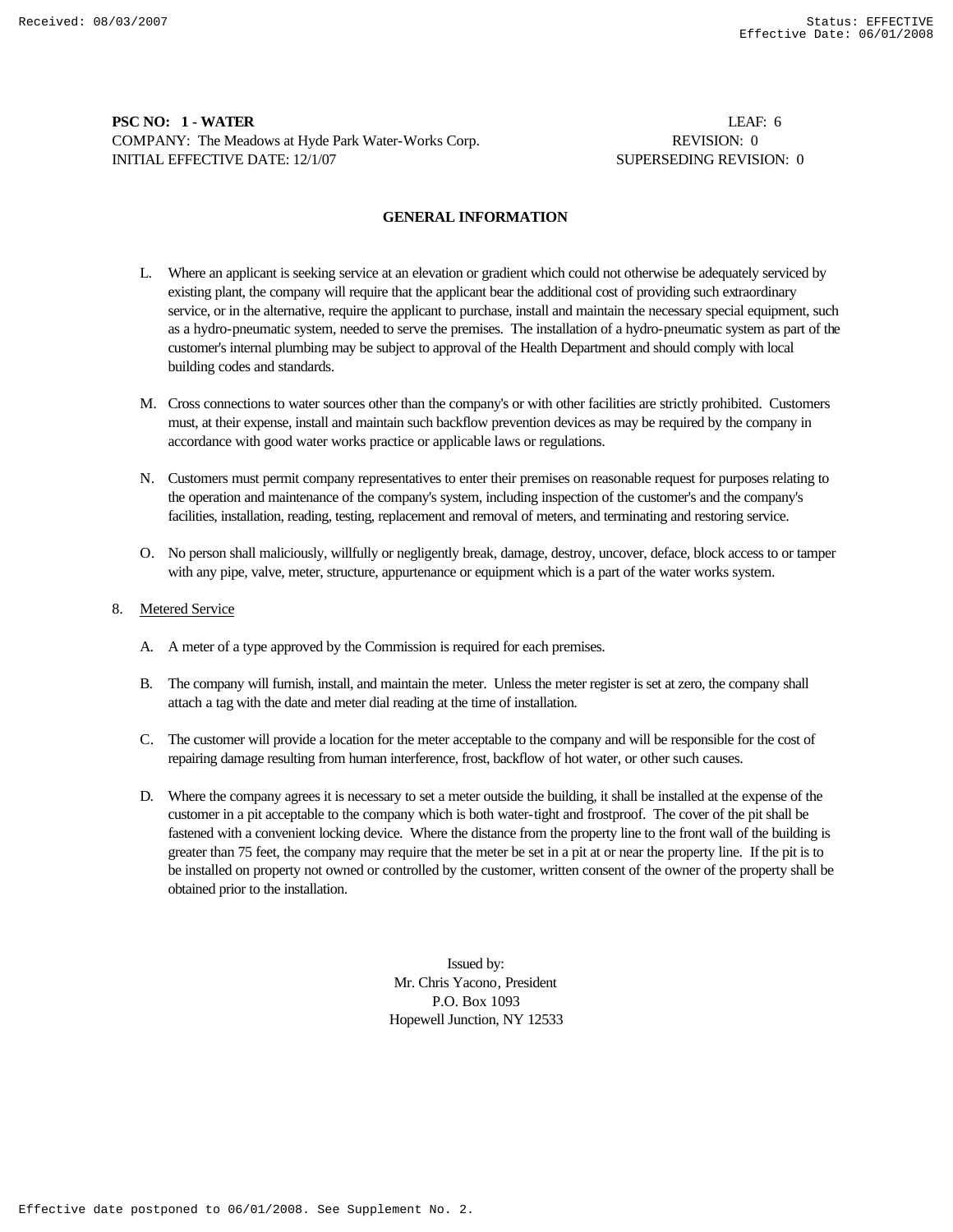**PSC NO: 1 - WATER** LEAF: 6
COMPANY: The Meadows at Hyde Park Water-Works Corp. REVISION: 0
INITIAL EFFECTIVE DATE: 12/1/07 SUPERSEDING REVISION: 0

## GENERAL INFORMATION

L. Where an applicant is seeking service at an elevation or gradient which could not otherwise be adequately serviced by existing plant, the company will require that the applicant bear the additional cost of providing such extraordinary service, or in the alternative, require the applicant to purchase, install and maintain the necessary special equipment, such as a hydro-pneumatic system, needed to serve the premises. The installation of a hydro-pneumatic system as part of the customer's internal plumbing may be subject to approval of the Health Department and should comply with local building codes and standards.

M. Cross connections to water sources other than the company's or with other facilities are strictly prohibited. Customers must, at their expense, install and maintain such backflow prevention devices as may be required by the company in accordance with good water works practice or applicable laws or regulations.

N. Customers must permit company representatives to enter their premises on reasonable request for purposes relating to the operation and maintenance of the company's system, including inspection of the customer's and the company's facilities, installation, reading, testing, replacement and removal of meters, and terminating and restoring service.

O. No person shall maliciously, willfully or negligently break, damage, destroy, uncover, deface, block access to or tamper with any pipe, valve, meter, structure, appurtenance or equipment which is a part of the water works system.

8. Metered Service

A. A meter of a type approved by the Commission is required for each premises.

B. The company will furnish, install, and maintain the meter. Unless the meter register is set at zero, the company shall attach a tag with the date and meter dial reading at the time of installation.

C. The customer will provide a location for the meter acceptable to the company and will be responsible for the cost of repairing damage resulting from human interference, frost, backflow of hot water, or other such causes.

D. Where the company agrees it is necessary to set a meter outside the building, it shall be installed at the expense of the customer in a pit acceptable to the company which is both water-tight and frostproof. The cover of the pit shall be fastened with a convenient locking device. Where the distance from the property line to the front wall of the building is greater than 75 feet, the company may require that the meter be set in a pit at or near the property line. If the pit is to be installed on property not owned or controlled by the customer, written consent of the owner of the property shall be obtained prior to the installation.

Issued by:
Mr. Chris Yacono, President
P.O. Box 1093
Hopewell Junction, NY 12533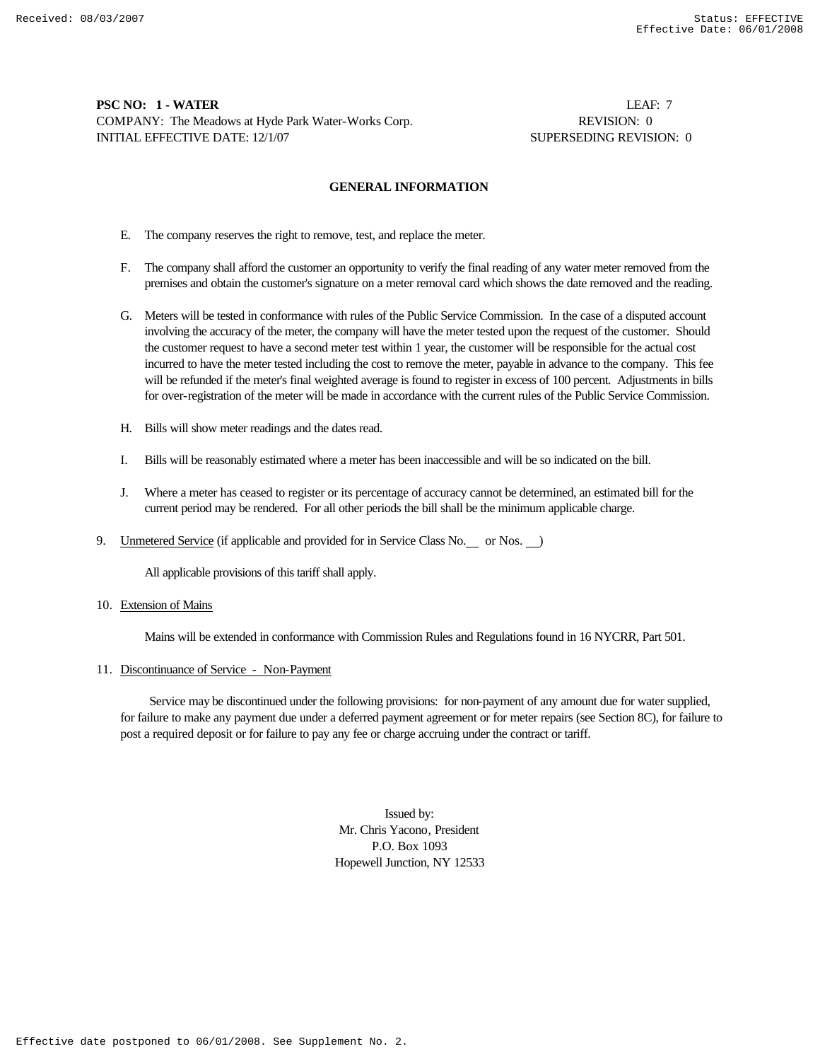**PSC NO: 1 - WATER** LEAF: 7
COMPANY: The Meadows at Hyde Park Water-Works Corp. REVISION: 0
INITIAL EFFECTIVE DATE: 12/1/07 SUPERSEDING REVISION: 0

## GENERAL INFORMATION

E. The company reserves the right to remove, test, and replace the meter.

F. The company shall afford the customer an opportunity to verify the final reading of any water meter removed from the premises and obtain the customer's signature on a meter removal card which shows the date removed and the reading.

G. Meters will be tested in conformance with rules of the Public Service Commission. In the case of a disputed account involving the accuracy of the meter, the company will have the meter tested upon the request of the customer. Should the customer request to have a second meter test within 1 year, the customer will be responsible for the actual cost incurred to have the meter tested including the cost to remove the meter, payable in advance to the company. This fee will be refunded if the meter's final weighted average is found to register in excess of 100 percent. Adjustments in bills for over-registration of the meter will be made in accordance with the current rules of the Public Service Commission.

H. Bills will show meter readings and the dates read.

I. Bills will be reasonably estimated where a meter has been inaccessible and will be so indicated on the bill.

J. Where a meter has ceased to register or its percentage of accuracy cannot be determined, an estimated bill for the current period may be rendered. For all other periods the bill shall be the minimum applicable charge.

9. Unmetered Service (if applicable and provided for in Service Class No. __ or Nos. __)

   All applicable provisions of this tariff shall apply.

10. Extension of Mains

   Mains will be extended in conformance with Commission Rules and Regulations found in 16 NYCRR, Part 501.

11. Discontinuance of Service - Non-Payment

   Service may be discontinued under the following provisions: for non-payment of any amount due for water supplied, for failure to make any payment due under a deferred payment agreement or for meter repairs (see Section 8C), for failure to post a required deposit or for failure to pay any fee or charge accruing under the contract or tariff.

Issued by:
Mr. Chris Yacono, President
P.O. Box 1093
Hopewell Junction, NY 12533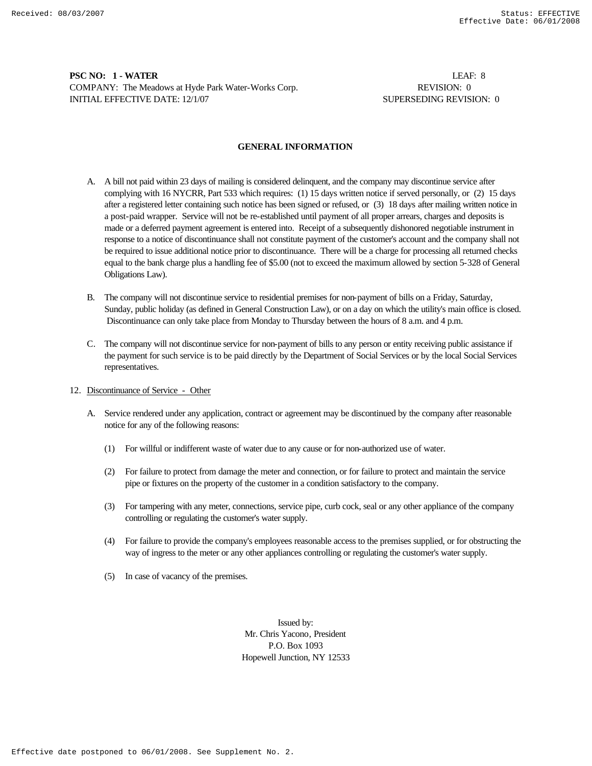**PSC NO: 1 - WATER** LEAF: 8
COMPANY: The Meadows at Hyde Park Water-Works Corp. REVISION: 0
INITIAL EFFECTIVE DATE: 12/1/07 SUPERSEDING REVISION: 0

## GENERAL INFORMATION

A. A bill not paid within 23 days of mailing is considered delinquent, and the company may discontinue service after complying with 16 NYCRR, Part 533 which requires: (1) 15 days written notice if served personally, or (2) 15 days after a registered letter containing such notice has been signed or refused, or (3) 18 days after mailing written notice in a post-paid wrapper. Service will not be re-established until payment of all proper arrears, charges and deposits is made or a deferred payment agreement is entered into. Receipt of a subsequently dishonored negotiable instrument in response to a notice of discontinuance shall not constitute payment of the customer's account and the company shall not be required to issue additional notice prior to discontinuance. There will be a charge for processing all returned checks equal to the bank charge plus a handling fee of $5.00 (not to exceed the maximum allowed by section 5-328 of General Obligations Law).

B. The company will not discontinue service to residential premises for non-payment of bills on a Friday, Saturday, Sunday, public holiday (as defined in General Construction Law), or on a day on which the utility's main office is closed. Discontinuance can only take place from Monday to Thursday between the hours of 8 a.m. and 4 p.m.

C. The company will not discontinue service for non-payment of bills to any person or entity receiving public assistance if the payment for such service is to be paid directly by the Department of Social Services or by the local Social Services representatives.

12. Discontinuance of Service - Other

A. Service rendered under any application, contract or agreement may be discontinued by the company after reasonable notice for any of the following reasons:

(1) For willful or indifferent waste of water due to any cause or for non-authorized use of water.

(2) For failure to protect from damage the meter and connection, or for failure to protect and maintain the service pipe or fixtures on the property of the customer in a condition satisfactory to the company.

(3) For tampering with any meter, connections, service pipe, curb cock, seal or any other appliance of the company controlling or regulating the customer's water supply.

(4) For failure to provide the company's employees reasonable access to the premises supplied, or for obstructing the way of ingress to the meter or any other appliances controlling or regulating the customer's water supply.

(5) In case of vacancy of the premises.

Issued by:
Mr. Chris Yacono, President
P.O. Box 1093
Hopewell Junction, NY 12533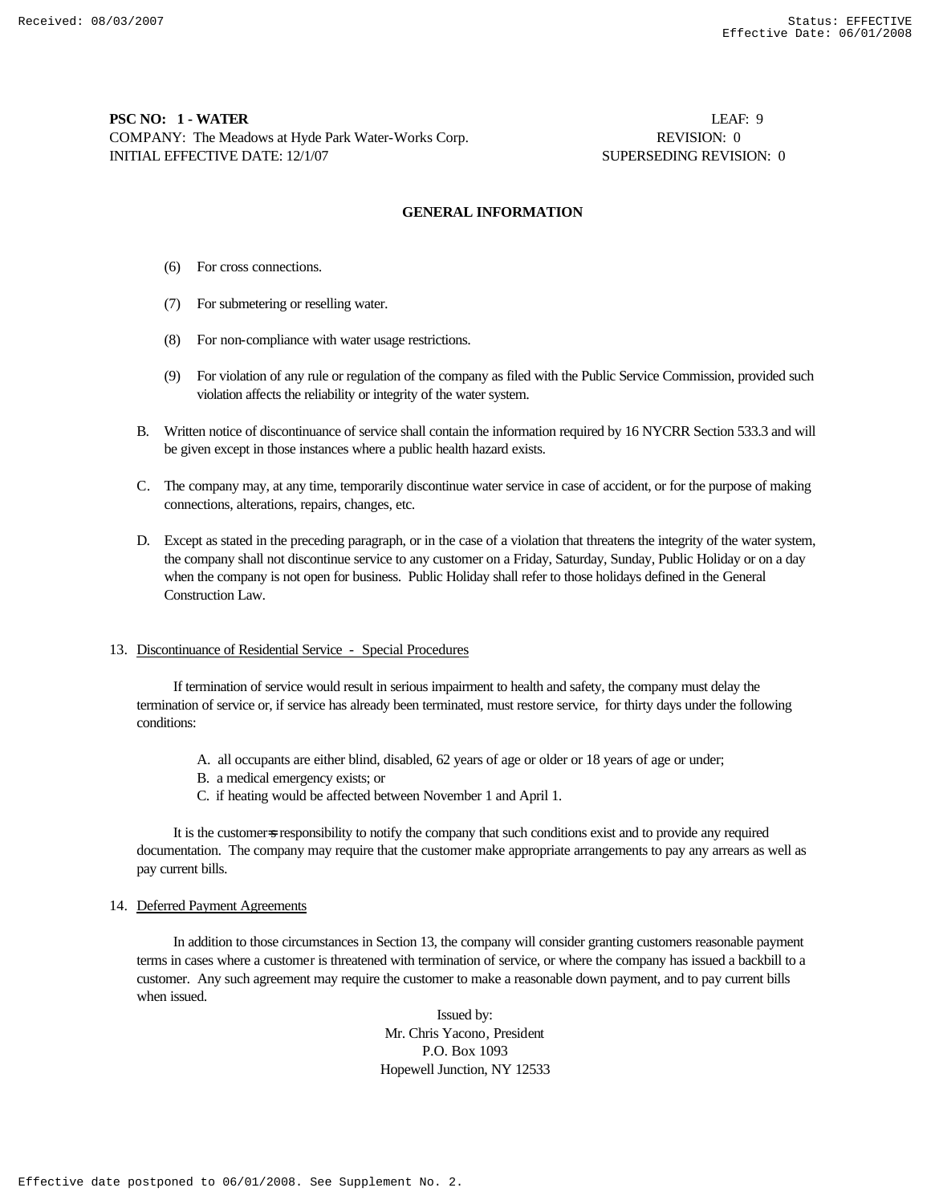**PSC NO: 1 - WATER** LEAF: 9
COMPANY: The Meadows at Hyde Park Water-Works Corp. REVISION: 0
INITIAL EFFECTIVE DATE: 12/1/07 SUPERSEDING REVISION: 0

## GENERAL INFORMATION

(6) For cross connections.

(7) For submetering or reselling water.

(8) For non-compliance with water usage restrictions.

(9) For violation of any rule or regulation of the company as filed with the Public Service Commission, provided such violation affects the reliability or integrity of the water system.

B. Written notice of discontinuance of service shall contain the information required by 16 NYCRR Section 533.3 and will be given except in those instances where a public health hazard exists.

C. The company may, at any time, temporarily discontinue water service in case of accident, or for the purpose of making connections, alterations, repairs, changes, etc.

D. Except as stated in the preceding paragraph, or in the case of a violation that threatens the integrity of the water system, the company shall not discontinue service to any customer on a Friday, Saturday, Sunday, Public Holiday or on a day when the company is not open for business. Public Holiday shall refer to those holidays defined in the General Construction Law.

13. Discontinuance of Residential Service - Special Procedures

If termination of service would result in serious impairment to health and safety, the company must delay the termination of service or, if service has already been terminated, must restore service, for thirty days under the following conditions:

A. all occupants are either blind, disabled, 62 years of age or older or 18 years of age or under;
B. a medical emergency exists; or
C. if heating would be affected between November 1 and April 1.

It is the customer=s responsibility to notify the company that such conditions exist and to provide any required documentation. The company may require that the customer make appropriate arrangements to pay any arrears as well as pay current bills.

14. Deferred Payment Agreements

In addition to those circumstances in Section 13, the company will consider granting customers reasonable payment terms in cases where a customer is threatened with termination of service, or where the company has issued a backbill to a customer. Any such agreement may require the customer to make a reasonable down payment, and to pay current bills when issued.

Issued by:
Mr. Chris Yacono, President
P.O. Box 1093
Hopewell Junction, NY 12533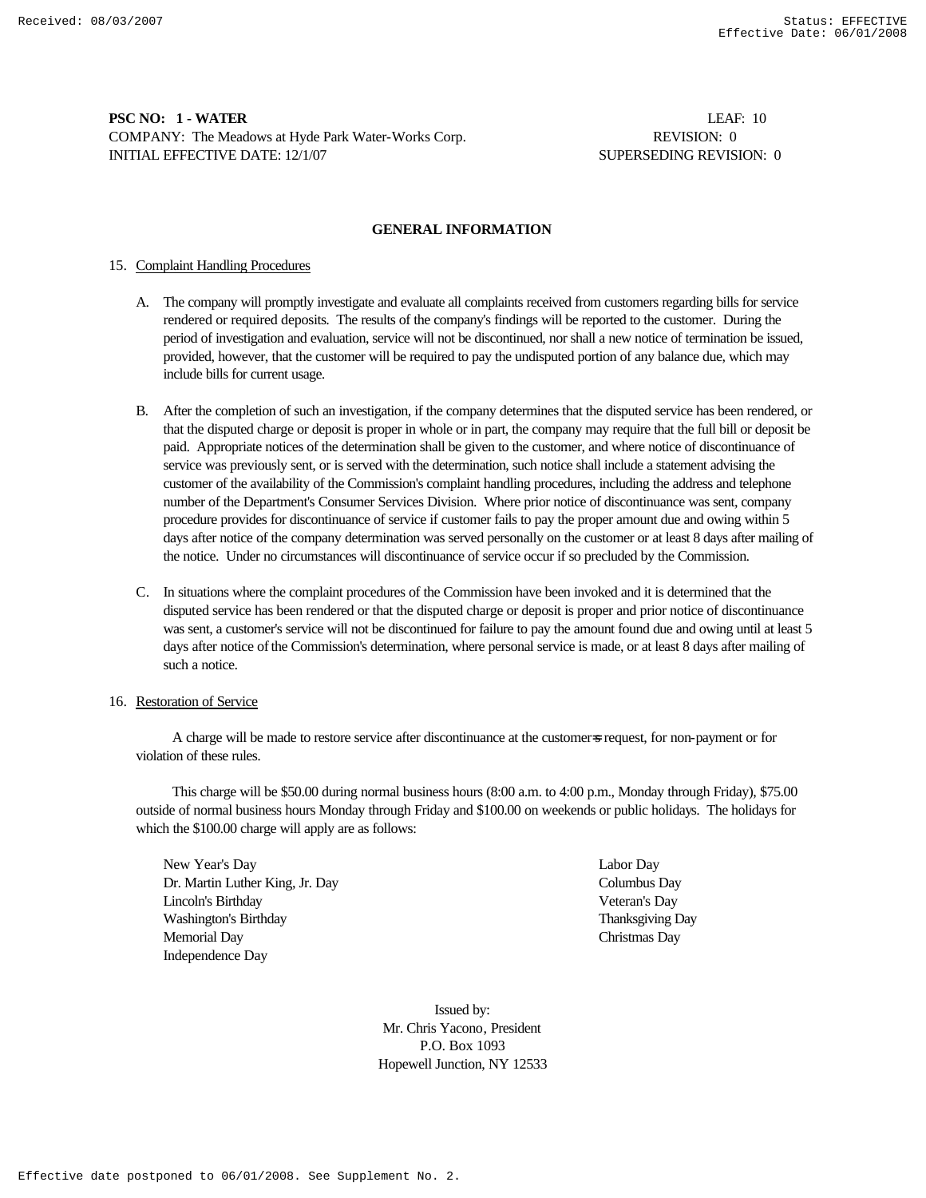**PSC NO: 1 - WATER** LEAF: 10
COMPANY: The Meadows at Hyde Park Water-Works Corp. REVISION: 0
INITIAL EFFECTIVE DATE: 12/1/07 SUPERSEDING REVISION: 0

## GENERAL INFORMATION

15. Complaint Handling Procedures

   A. The company will promptly investigate and evaluate all complaints received from customers regarding bills for service rendered or required deposits. The results of the company's findings will be reported to the customer. During the period of investigation and evaluation, service will not be discontinued, nor shall a new notice of termination be issued, provided, however, that the customer will be required to pay the undisputed portion of any balance due, which may include bills for current usage.

   B. After the completion of such an investigation, if the company determines that the disputed service has been rendered, or that the disputed charge or deposit is proper in whole or in part, the company may require that the full bill or deposit be paid. Appropriate notices of the determination shall be given to the customer, and where notice of discontinuance of service was previously sent, or is served with the determination, such notice shall include a statement advising the customer of the availability of the Commission's complaint handling procedures, including the address and telephone number of the Department's Consumer Services Division. Where prior notice of discontinuance was sent, company procedure provides for discontinuance of service if customer fails to pay the proper amount due and owing within 5 days after notice of the company determination was served personally on the customer or at least 8 days after mailing of the notice. Under no circumstances will discontinuance of service occur if so precluded by the Commission.

   C. In situations where the complaint procedures of the Commission have been invoked and it is determined that the disputed service has been rendered or that the disputed charge or deposit is proper and prior notice of discontinuance was sent, a customer's service will not be discontinued for failure to pay the amount found due and owing until at least 5 days after notice of the Commission's determination, where personal service is made, or at least 8 days after mailing of such a notice.

16. Restoration of Service

   A charge will be made to restore service after discontinuance at the customer=s request, for non-payment or for violation of these rules.

   This charge will be $50.00 during normal business hours (8:00 a.m. to 4:00 p.m., Monday through Friday), $75.00 outside of normal business hours Monday through Friday and $100.00 on weekends or public holidays. The holidays for which the $100.00 charge will apply are as follows:

   New Year's Day
   Dr. Martin Luther King, Jr. Day
   Lincoln's Birthday
   Washington's Birthday
   Memorial Day
   Independence Day
   Labor Day
   Columbus Day
   Veteran's Day
   Thanksgiving Day
   Christmas Day

Issued by:
Mr. Chris Yacono, President
P.O. Box 1093
Hopewell Junction, NY 12533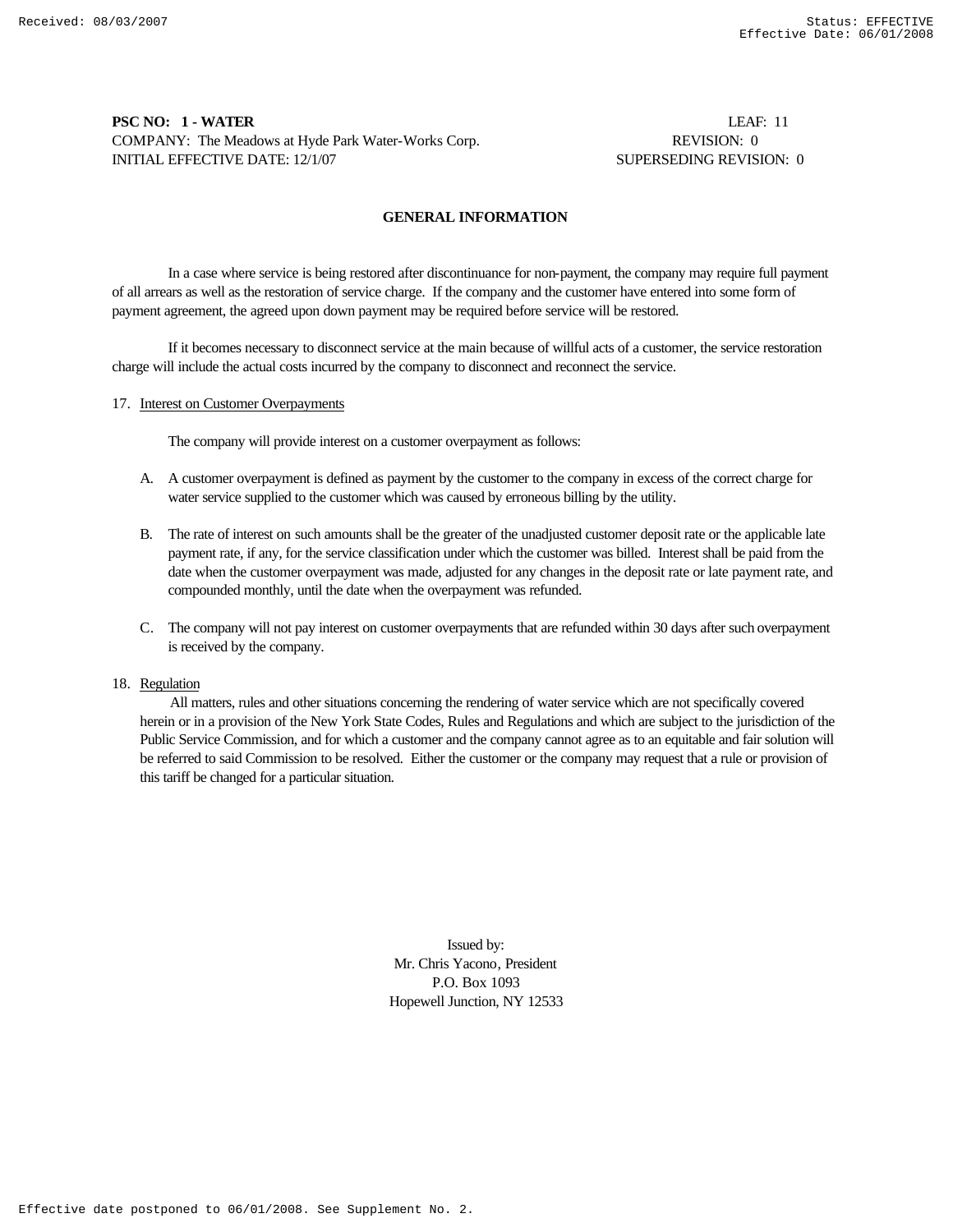**PSC NO: 1 - WATER** LEAF: 11
COMPANY: The Meadows at Hyde Park Water-Works Corp. REVISION: 0
INITIAL EFFECTIVE DATE: 12/1/07 SUPERSEDING REVISION: 0

## GENERAL INFORMATION

In a case where service is being restored after discontinuance for non-payment, the company may require full payment of all arrears as well as the restoration of service charge. If the company and the customer have entered into some form of payment agreement, the agreed upon down payment may be required before service will be restored.

If it becomes necessary to disconnect service at the main because of willful acts of a customer, the service restoration charge will include the actual costs incurred by the company to disconnect and reconnect the service.

17. Interest on Customer Overpayments

The company will provide interest on a customer overpayment as follows:

A. A customer overpayment is defined as payment by the customer to the company in excess of the correct charge for water service supplied to the customer which was caused by erroneous billing by the utility.

B. The rate of interest on such amounts shall be the greater of the unadjusted customer deposit rate or the applicable late payment rate, if any, for the service classification under which the customer was billed. Interest shall be paid from the date when the customer overpayment was made, adjusted for any changes in the deposit rate or late payment rate, and compounded monthly, until the date when the overpayment was refunded.

C. The company will not pay interest on customer overpayments that are refunded within 30 days after such overpayment is received by the company.

18. Regulation

All matters, rules and other situations concerning the rendering of water service which are not specifically covered herein or in a provision of the New York State Codes, Rules and Regulations and which are subject to the jurisdiction of the Public Service Commission, and for which a customer and the company cannot agree as to an equitable and fair solution will be referred to said Commission to be resolved. Either the customer or the company may request that a rule or provision of this tariff be changed for a particular situation.

Issued by:
Mr. Chris Yacono, President
P.O. Box 1093
Hopewell Junction, NY 12533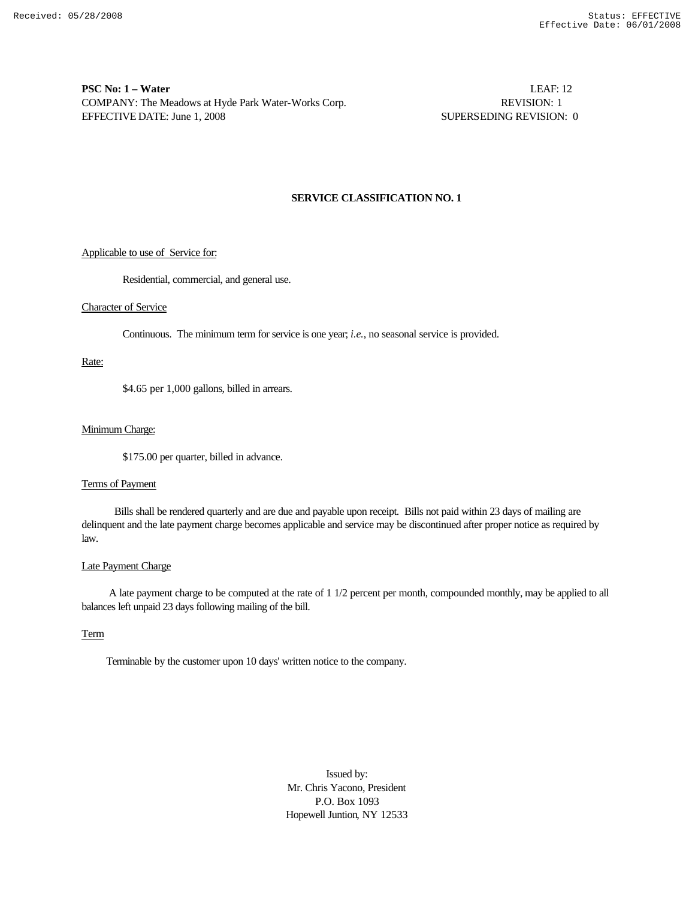**PSC No: 1 – Water** LEAF: 12
COMPANY: The Meadows at Hyde Park Water-Works Corp. REVISION: 1
EFFECTIVE DATE: June 1, 2008 SUPERSEDING REVISION: 0

## SERVICE CLASSIFICATION NO. 1

Applicable to use of Service for:

Residential, commercial, and general use.

Character of Service

Continuous. The minimum term for service is one year; *i.e.*, no seasonal service is provided.

Rate:

$4.65 per 1,000 gallons, billed in arrears.

Minimum Charge:

$175.00 per quarter, billed in advance.

Terms of Payment

Bills shall be rendered quarterly and are due and payable upon receipt. Bills not paid within 23 days of mailing are delinquent and the late payment charge becomes applicable and service may be discontinued after proper notice as required by law.

Late Payment Charge

A late payment charge to be computed at the rate of 1 1/2 percent per month, compounded monthly, may be applied to all balances left unpaid 23 days following mailing of the bill.

Term

Terminable by the customer upon 10 days' written notice to the company.

Issued by:
Mr. Chris Yacono, President
P.O. Box 1093
Hopewell Juntion, NY 12533